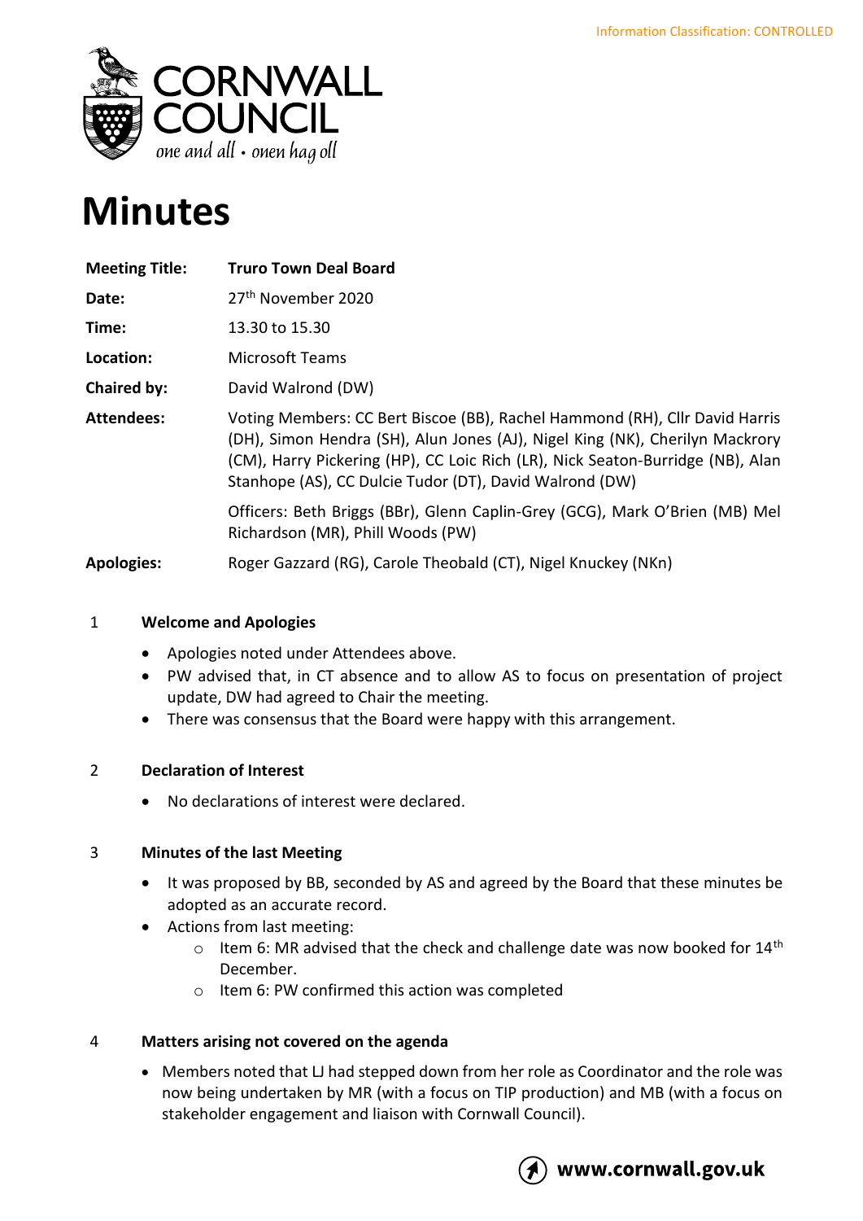Information Classification: CONTROLLED

CORNWALL COUNCIL

*one and all • onen hag oll*

# Minutes

| **Meeting Title:** | **Truro Town Deal Board** |
|---|---|
| **Date:** | 27th November 2020 |
| **Time:** | 13.30 to 15.30 |
| **Location:** | Microsoft Teams |
| **Chaired by:** | David Walrond (DW) |
| **Attendees:** | Voting Members: CC Bert Biscoe (BB), Rachel Hammond (RH), Cllr David Harris (DH), Simon Hendra (SH), Alun Jones (AJ), Nigel King (NK), Cherilyn Mackrory (CM), Harry Pickering (HP), CC Loic Rich (LR), Nick Seaton-Burridge (NB), Alan Stanhope (AS), CC Dulcie Tudor (DT), David Walrond (DW) |
| | Officers: Beth Briggs (BBr), Glenn Caplin-Grey (GCG), Mark O'Brien (MB) Mel Richardson (MR), Phill Woods (PW) |
| **Apologies:** | Roger Gazzard (RG), Carole Theobald (CT), Nigel Knuckey (NKn) |

## 1 Welcome and Apologies

- Apologies noted under Attendees above.
- PW advised that, in CT absence and to allow AS to focus on presentation of project update, DW had agreed to Chair the meeting.
- There was consensus that the Board were happy with this arrangement.

## 2 Declaration of Interest

- No declarations of interest were declared.

## 3 Minutes of the last Meeting

- It was proposed by BB, seconded by AS and agreed by the Board that these minutes be adopted as an accurate record.
- Actions from last meeting:
  - Item 6: MR advised that the check and challenge date was now booked for 14th December.
  - Item 6: PW confirmed this action was completed

## 4 Matters arising not covered on the agenda

- Members noted that LJ had stepped down from her role as Coordinator and the role was now being undertaken by MR (with a focus on TIP production) and MB (with a focus on stakeholder engagement and liaison with Cornwall Council).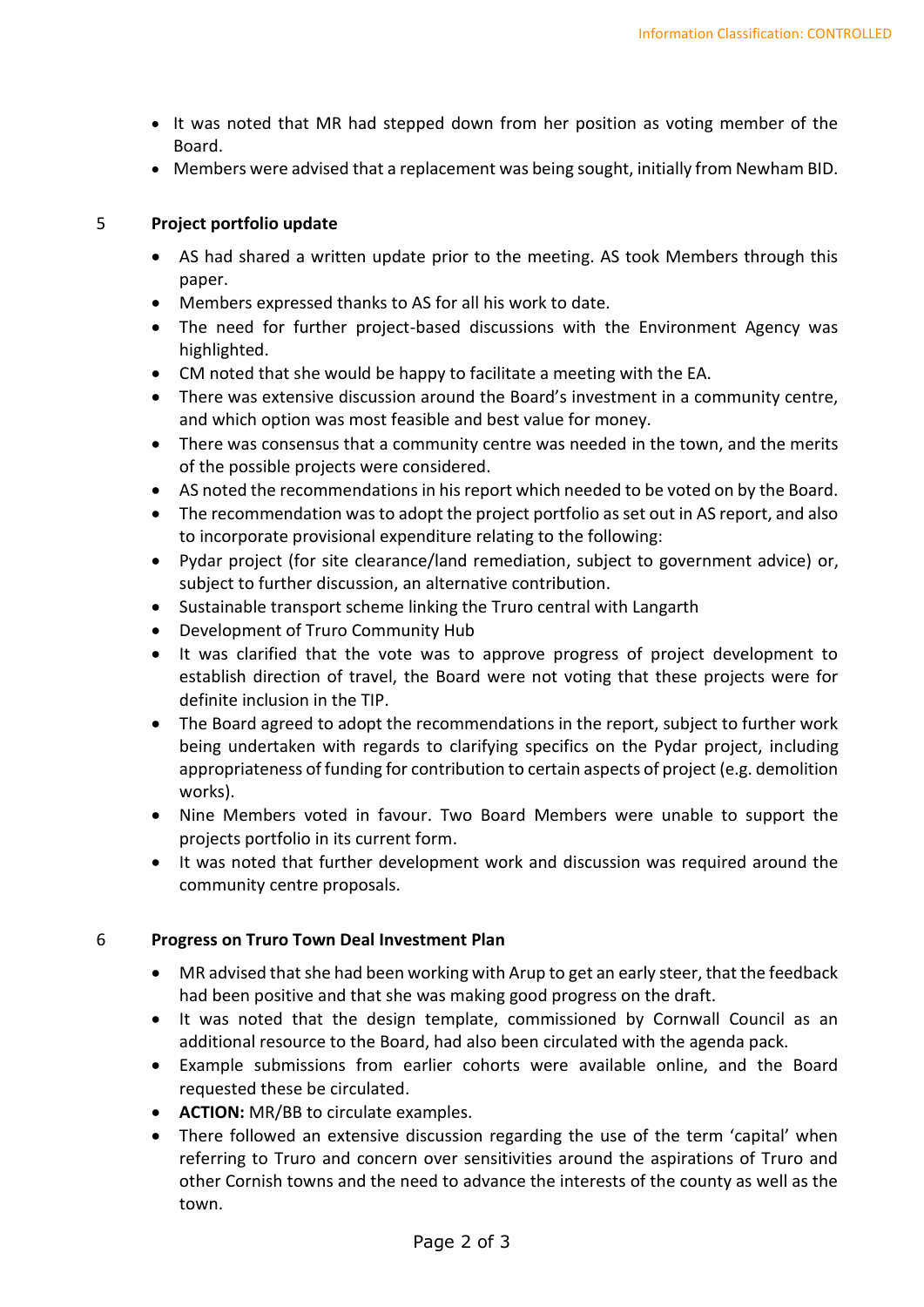- It was noted that MR had stepped down from her position as voting member of the Board.
- Members were advised that a replacement was being sought, initially from Newham BID.

## 5 Project portfolio update

- AS had shared a written update prior to the meeting. AS took Members through this paper.
- Members expressed thanks to AS for all his work to date.
- The need for further project-based discussions with the Environment Agency was highlighted.
- CM noted that she would be happy to facilitate a meeting with the EA.
- There was extensive discussion around the Board's investment in a community centre, and which option was most feasible and best value for money.
- There was consensus that a community centre was needed in the town, and the merits of the possible projects were considered.
- AS noted the recommendations in his report which needed to be voted on by the Board.
- The recommendation was to adopt the project portfolio as set out in AS report, and also to incorporate provisional expenditure relating to the following:
- Pydar project (for site clearance/land remediation, subject to government advice) or, subject to further discussion, an alternative contribution.
- Sustainable transport scheme linking the Truro central with Langarth
- Development of Truro Community Hub
- It was clarified that the vote was to approve progress of project development to establish direction of travel, the Board were not voting that these projects were for definite inclusion in the TIP.
- The Board agreed to adopt the recommendations in the report, subject to further work being undertaken with regards to clarifying specifics on the Pydar project, including appropriateness of funding for contribution to certain aspects of project (e.g. demolition works).
- Nine Members voted in favour. Two Board Members were unable to support the projects portfolio in its current form.
- It was noted that further development work and discussion was required around the community centre proposals.

## 6 Progress on Truro Town Deal Investment Plan

- MR advised that she had been working with Arup to get an early steer, that the feedback had been positive and that she was making good progress on the draft.
- It was noted that the design template, commissioned by Cornwall Council as an additional resource to the Board, had also been circulated with the agenda pack.
- Example submissions from earlier cohorts were available online, and the Board requested these be circulated.
- **ACTION:** MR/BB to circulate examples.
- There followed an extensive discussion regarding the use of the term 'capital' when referring to Truro and concern over sensitivities around the aspirations of Truro and other Cornish towns and the need to advance the interests of the county as well as the town.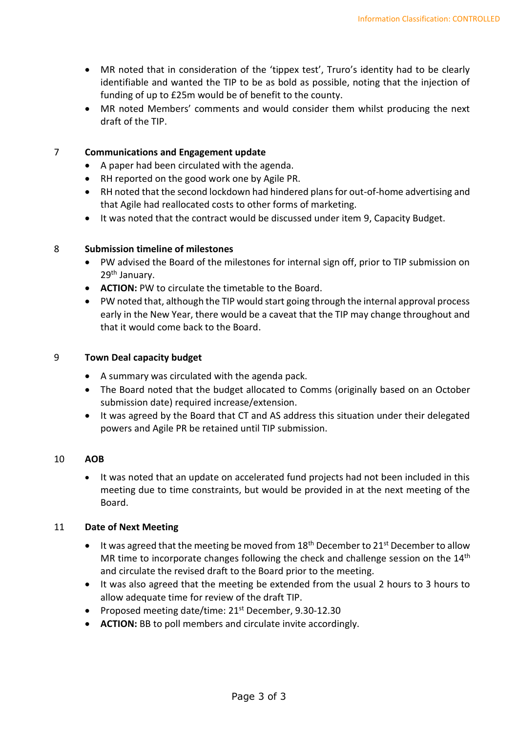- MR noted that in consideration of the 'tippex test', Truro's identity had to be clearly identifiable and wanted the TIP to be as bold as possible, noting that the injection of funding of up to £25m would be of benefit to the county.
- MR noted Members' comments and would consider them whilst producing the next draft of the TIP.

**7 Communications and Engagement update**

- A paper had been circulated with the agenda.
- RH reported on the good work one by Agile PR.
- RH noted that the second lockdown had hindered plans for out-of-home advertising and that Agile had reallocated costs to other forms of marketing.
- It was noted that the contract would be discussed under item 9, Capacity Budget.

**8 Submission timeline of milestones**

- PW advised the Board of the milestones for internal sign off, prior to TIP submission on 29th January.
- **ACTION:** PW to circulate the timetable to the Board.
- PW noted that, although the TIP would start going through the internal approval process early in the New Year, there would be a caveat that the TIP may change throughout and that it would come back to the Board.

**9 Town Deal capacity budget**

- A summary was circulated with the agenda pack.
- The Board noted that the budget allocated to Comms (originally based on an October submission date) required increase/extension.
- It was agreed by the Board that CT and AS address this situation under their delegated powers and Agile PR be retained until TIP submission.

**10 AOB**

- It was noted that an update on accelerated fund projects had not been included in this meeting due to time constraints, but would be provided in at the next meeting of the Board.

**11 Date of Next Meeting**

- It was agreed that the meeting be moved from 18th December to 21st December to allow MR time to incorporate changes following the check and challenge session on the 14th and circulate the revised draft to the Board prior to the meeting.
- It was also agreed that the meeting be extended from the usual 2 hours to 3 hours to allow adequate time for review of the draft TIP.
- Proposed meeting date/time: 21st December, 9.30-12.30
- **ACTION:** BB to poll members and circulate invite accordingly.